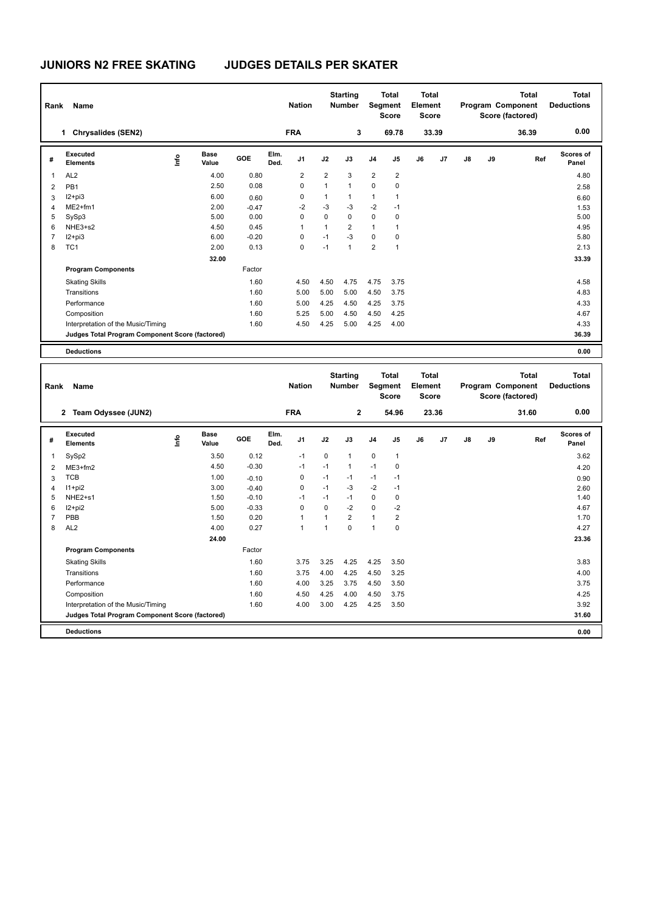# JUNIORS N2 FREE SKATING JUDGES DETAILS PER SKATER

| Rank | Name | Nation | Starting Number | Total Segment Score | Total Element Score | Total Program Component Score (factored) | Total Deductions |
|---|---|---|---|---|---|---|---|
| 1 | Chrysalides (SEN2) | FRA | 3 | 69.78 | 33.39 | 36.39 | 0.00 |

| # | Executed Elements | Info | Base Value | GOE | Elm. Ded. | J1 | J2 | J3 | J4 | J5 | J6 | J7 | J8 | J9 | Ref | Scores of Panel |
|---|---|---|---|---|---|---|---|---|---|---|---|---|---|---|---|---|
| 1 | AL2 | | 4.00 | 0.80 | | 2 | 2 | 3 | 2 | 2 | | | | | | 4.80 |
| 2 | PB1 | | 2.50 | 0.08 | | 0 | 1 | 1 | 0 | 0 | | | | | | 2.58 |
| 3 | I2+pi3 | | 6.00 | 0.60 | | 0 | 1 | 1 | 1 | 1 | | | | | | 6.60 |
| 4 | ME2+fm1 | | 2.00 | -0.47 | | -2 | -3 | -3 | -2 | -1 | | | | | | 1.53 |
| 5 | SySp3 | | 5.00 | 0.00 | | 0 | 0 | 0 | 0 | 0 | | | | | | 5.00 |
| 6 | NHE3+s2 | | 4.50 | 0.45 | | 1 | 1 | 2 | 1 | 1 | | | | | | 4.95 |
| 7 | I2+pi3 | | 6.00 | -0.20 | | 0 | -1 | -3 | 0 | 0 | | | | | | 5.80 |
| 8 | TC1 | | 2.00 | 0.13 | | 0 | -1 | 1 | 2 | 1 | | | | | | 2.13 |
| | | | 32.00 | | | | | | | | | | | | | 33.39 |
| | **Program Components** | | | Factor | | | | | | | | | | | | |
| | Skating Skills | | | 1.60 | | 4.50 | 4.50 | 4.75 | 4.75 | 3.75 | | | | | | 4.58 |
| | Transitions | | | 1.60 | | 5.00 | 5.00 | 5.00 | 4.50 | 3.75 | | | | | | 4.83 |
| | Performance | | | 1.60 | | 5.00 | 4.25 | 4.50 | 4.25 | 3.75 | | | | | | 4.33 |
| | Composition | | | 1.60 | | 5.25 | 5.00 | 4.50 | 4.50 | 4.25 | | | | | | 4.67 |
| | Interpretation of the Music/Timing | | | 1.60 | | 4.50 | 4.25 | 5.00 | 4.25 | 4.00 | | | | | | 4.33 |
| | **Judges Total Program Component Score (factored)** | | | | | | | | | | | | | | | 36.39 |
| | **Deductions** | | | | | | | | | | | | | | | 0.00 |

| Rank | Name | Nation | Starting Number | Total Segment Score | Total Element Score | Total Program Component Score (factored) | Total Deductions |
|---|---|---|---|---|---|---|---|
| 2 | Team Odyssee (JUN2) | FRA | 2 | 54.96 | 23.36 | 31.60 | 0.00 |

| # | Executed Elements | Info | Base Value | GOE | Elm. Ded. | J1 | J2 | J3 | J4 | J5 | J6 | J7 | J8 | J9 | Ref | Scores of Panel |
|---|---|---|---|---|---|---|---|---|---|---|---|---|---|---|---|---|
| 1 | SySp2 | | 3.50 | 0.12 | | -1 | 0 | 1 | 0 | 1 | | | | | | 3.62 |
| 2 | ME3+fm2 | | 4.50 | -0.30 | | -1 | -1 | 1 | -1 | 0 | | | | | | 4.20 |
| 3 | TCB | | 1.00 | -0.10 | | 0 | -1 | -1 | -1 | -1 | | | | | | 0.90 |
| 4 | I1+pi2 | | 3.00 | -0.40 | | 0 | -1 | -3 | -2 | -1 | | | | | | 2.60 |
| 5 | NHE2+s1 | | 1.50 | -0.10 | | -1 | -1 | -1 | 0 | 0 | | | | | | 1.40 |
| 6 | I2+pi2 | | 5.00 | -0.33 | | 0 | 0 | -2 | 0 | -2 | | | | | | 4.67 |
| 7 | PBB | | 1.50 | 0.20 | | 1 | 1 | 2 | 1 | 2 | | | | | | 1.70 |
| 8 | AL2 | | 4.00 | 0.27 | | 1 | 1 | 0 | 1 | 0 | | | | | | 4.27 |
| | | | 24.00 | | | | | | | | | | | | | 23.36 |
| | **Program Components** | | | Factor | | | | | | | | | | | | |
| | Skating Skills | | | 1.60 | | 3.75 | 3.25 | 4.25 | 4.25 | 3.50 | | | | | | 3.83 |
| | Transitions | | | 1.60 | | 3.75 | 4.00 | 4.25 | 4.50 | 3.25 | | | | | | 4.00 |
| | Performance | | | 1.60 | | 4.00 | 3.25 | 3.75 | 4.50 | 3.50 | | | | | | 3.75 |
| | Composition | | | 1.60 | | 4.50 | 4.25 | 4.00 | 4.50 | 3.75 | | | | | | 4.25 |
| | Interpretation of the Music/Timing | | | 1.60 | | 4.00 | 3.00 | 4.25 | 4.25 | 3.50 | | | | | | 3.92 |
| | **Judges Total Program Component Score (factored)** | | | | | | | | | | | | | | | 31.60 |
| | **Deductions** | | | | | | | | | | | | | | | 0.00 |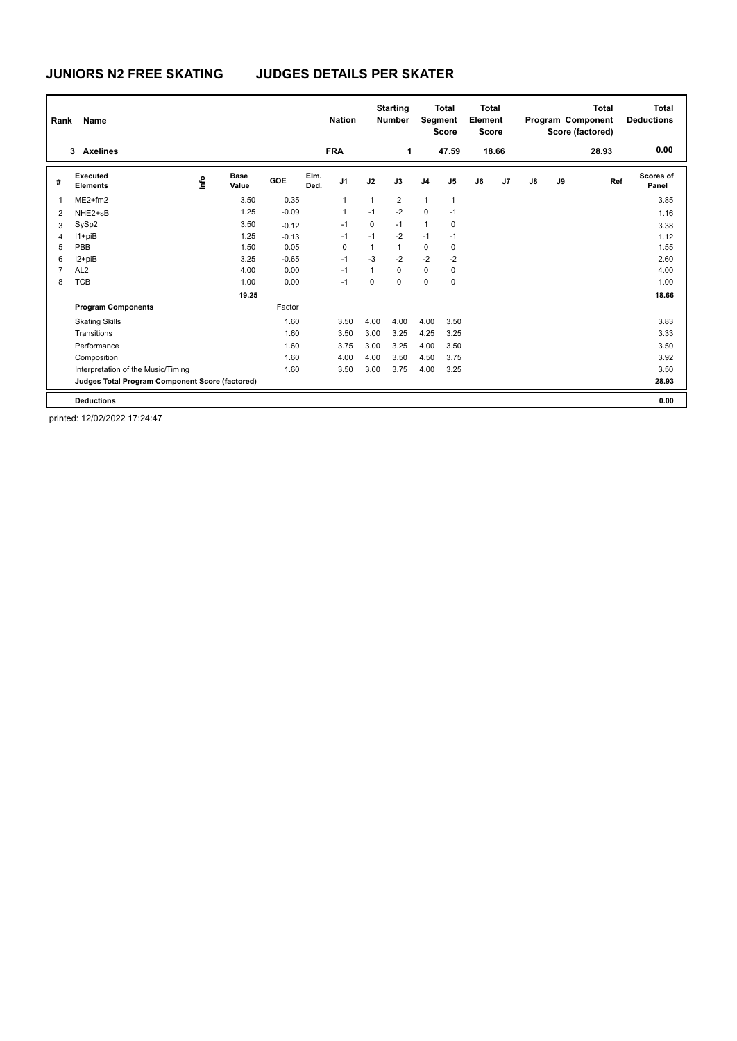# JUNIORS N2 FREE SKATING JUDGES DETAILS PER SKATER

| Rank | Name | Nation | Starting Number | Total Segment Score | Total Element Score | Total Program Component Score (factored) | Total Deductions |
|---|---|---|---|---|---|---|---|
| 3 | Axelines | FRA | 1 | 47.59 | 18.66 | 28.93 | 0.00 |

| # | Executed Elements | Info | Base Value | GOE | Elm. Ded. | J1 | J2 | J3 | J4 | J5 | J6 | J7 | J8 | J9 | Ref | Scores of Panel |
|---|---|---|---|---|---|---|---|---|---|---|---|---|---|---|---|---|
| 1 | ME2+fm2 | | 3.50 | 0.35 | | 1 | 1 | 2 | 1 | 1 | | | | | | 3.85 |
| 2 | NHE2+sB | | 1.25 | -0.09 | | 1 | -1 | -2 | 0 | -1 | | | | | | 1.16 |
| 3 | SySp2 | | 3.50 | -0.12 | | -1 | 0 | -1 | 1 | 0 | | | | | | 3.38 |
| 4 | I1+piB | | 1.25 | -0.13 | | -1 | -1 | -2 | -1 | -1 | | | | | | 1.12 |
| 5 | PBB | | 1.50 | 0.05 | | 0 | 1 | 1 | 0 | 0 | | | | | | 1.55 |
| 6 | I2+piB | | 3.25 | -0.65 | | -1 | -3 | -2 | -2 | -2 | | | | | | 2.60 |
| 7 | AL2 | | 4.00 | 0.00 | | -1 | 1 | 0 | 0 | 0 | | | | | | 4.00 |
| 8 | TCB | | 1.00 | 0.00 | | -1 | 0 | 0 | 0 | 0 | | | | | | 1.00 |
| | | | 19.25 | | | | | | | | | | | | | 18.66 |
| | **Program Components** | | | Factor | | | | | | | | | | | | |
| | Skating Skills | | | 1.60 | | 3.50 | 4.00 | 4.00 | 4.00 | 3.50 | | | | | | 3.83 |
| | Transitions | | | 1.60 | | 3.50 | 3.00 | 3.25 | 4.25 | 3.25 | | | | | | 3.33 |
| | Performance | | | 1.60 | | 3.75 | 3.00 | 3.25 | 4.00 | 3.50 | | | | | | 3.50 |
| | Composition | | | 1.60 | | 4.00 | 4.00 | 3.50 | 4.50 | 3.75 | | | | | | 3.92 |
| | Interpretation of the Music/Timing | | | 1.60 | | 3.50 | 3.00 | 3.75 | 4.00 | 3.25 | | | | | | 3.50 |
| | **Judges Total Program Component Score (factored)** | | | | | | | | | | | | | | | 28.93 |
| | **Deductions** | | | | | | | | | | | | | | | 0.00 |

printed: 12/02/2022 17:24:47